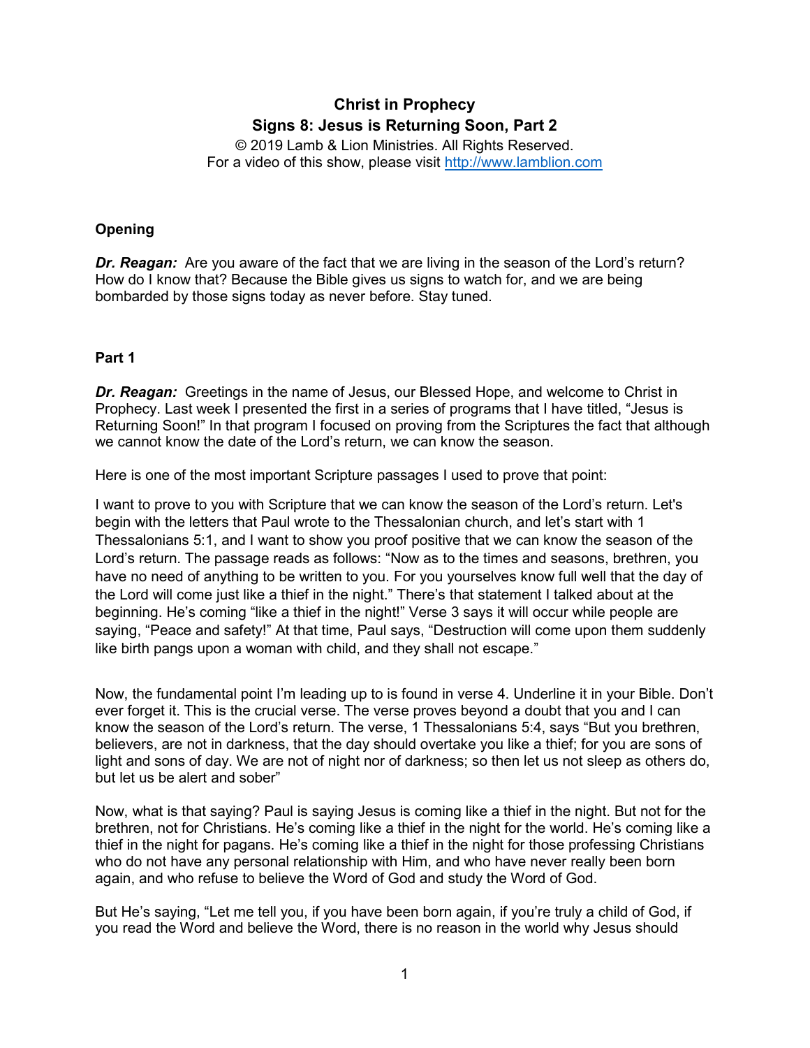**Christ in Prophecy**
**Signs 8: Jesus is Returning Soon, Part 2**

© 2019 Lamb & Lion Ministries. All Rights Reserved.
For a video of this show, please visit http://www.lamblion.com

## Opening

***Dr. Reagan:*** Are you aware of the fact that we are living in the season of the Lord's return? How do I know that? Because the Bible gives us signs to watch for, and we are being bombarded by those signs today as never before. Stay tuned.

## Part 1

***Dr. Reagan:*** Greetings in the name of Jesus, our Blessed Hope, and welcome to Christ in Prophecy. Last week I presented the first in a series of programs that I have titled, "Jesus is Returning Soon!" In that program I focused on proving from the Scriptures the fact that although we cannot know the date of the Lord's return, we can know the season.

Here is one of the most important Scripture passages I used to prove that point:

I want to prove to you with Scripture that we can know the season of the Lord's return. Let's begin with the letters that Paul wrote to the Thessalonian church, and let's start with 1 Thessalonians 5:1, and I want to show you proof positive that we can know the season of the Lord's return. The passage reads as follows: "Now as to the times and seasons, brethren, you have no need of anything to be written to you. For you yourselves know full well that the day of the Lord will come just like a thief in the night." There's that statement I talked about at the beginning. He's coming "like a thief in the night!" Verse 3 says it will occur while people are saying, "Peace and safety!" At that time, Paul says, "Destruction will come upon them suddenly like birth pangs upon a woman with child, and they shall not escape."

Now, the fundamental point I'm leading up to is found in verse 4. Underline it in your Bible. Don't ever forget it. This is the crucial verse. The verse proves beyond a doubt that you and I can know the season of the Lord's return. The verse, 1 Thessalonians 5:4, says "But you brethren, believers, are not in darkness, that the day should overtake you like a thief; for you are sons of light and sons of day. We are not of night nor of darkness; so then let us not sleep as others do, but let us be alert and sober"

Now, what is that saying? Paul is saying Jesus is coming like a thief in the night. But not for the brethren, not for Christians. He's coming like a thief in the night for the world. He's coming like a thief in the night for pagans. He's coming like a thief in the night for those professing Christians who do not have any personal relationship with Him, and who have never really been born again, and who refuse to believe the Word of God and study the Word of God.

But He's saying, "Let me tell you, if you have been born again, if you're truly a child of God, if you read the Word and believe the Word, there is no reason in the world why Jesus should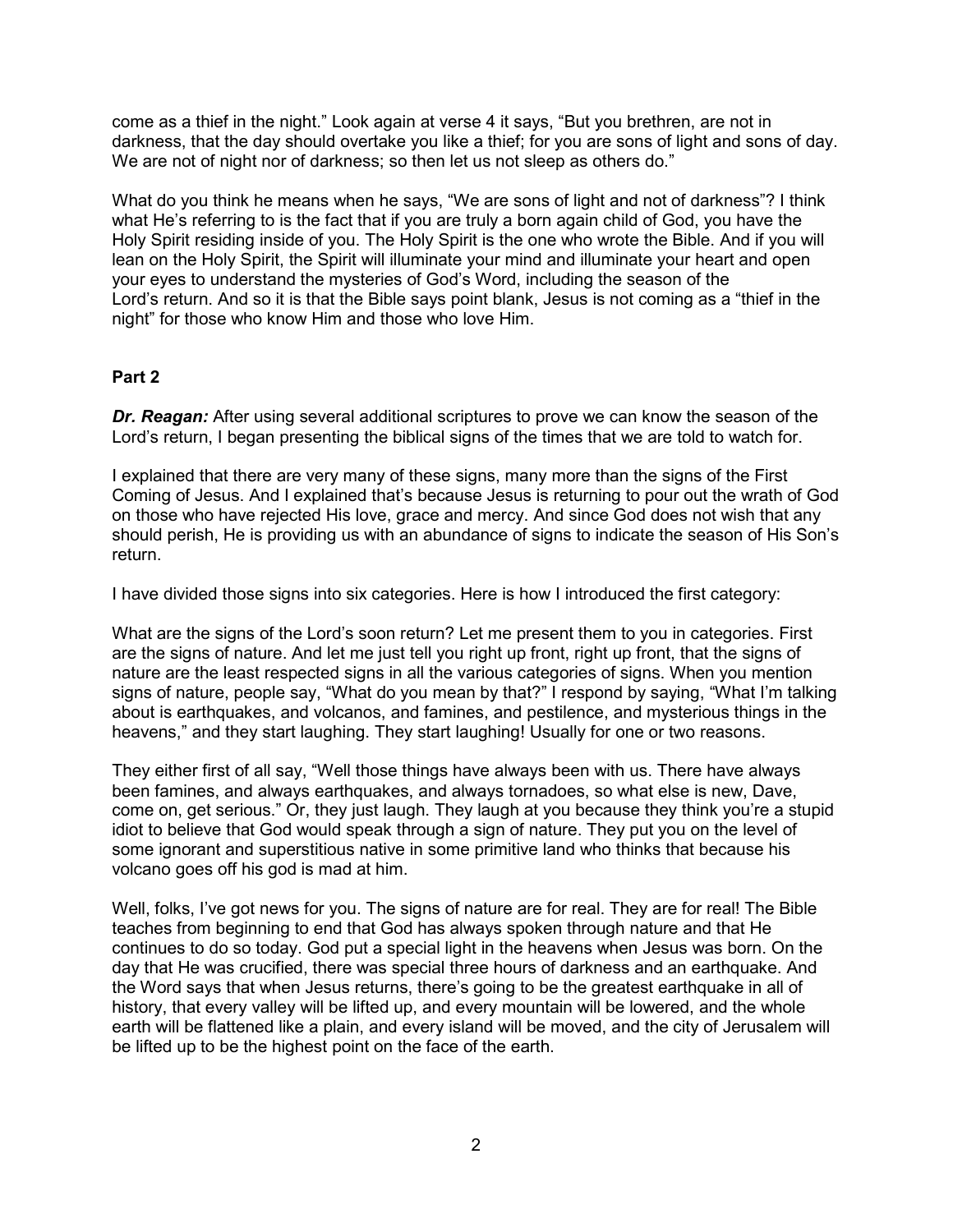come as a thief in the night." Look again at verse 4 it says, "But you brethren, are not in darkness, that the day should overtake you like a thief; for you are sons of light and sons of day. We are not of night nor of darkness; so then let us not sleep as others do."

What do you think he means when he says, "We are sons of light and not of darkness"? I think what He's referring to is the fact that if you are truly a born again child of God, you have the Holy Spirit residing inside of you. The Holy Spirit is the one who wrote the Bible. And if you will lean on the Holy Spirit, the Spirit will illuminate your mind and illuminate your heart and open your eyes to understand the mysteries of God's Word, including the season of the Lord's return. And so it is that the Bible says point blank, Jesus is not coming as a "thief in the night" for those who know Him and those who love Him.

**Part 2**

***Dr. Reagan:*** After using several additional scriptures to prove we can know the season of the Lord's return, I began presenting the biblical signs of the times that we are told to watch for.

I explained that there are very many of these signs, many more than the signs of the First Coming of Jesus. And I explained that's because Jesus is returning to pour out the wrath of God on those who have rejected His love, grace and mercy. And since God does not wish that any should perish, He is providing us with an abundance of signs to indicate the season of His Son's return.

I have divided those signs into six categories. Here is how I introduced the first category:

What are the signs of the Lord's soon return? Let me present them to you in categories. First are the signs of nature. And let me just tell you right up front, right up front, that the signs of nature are the least respected signs in all the various categories of signs. When you mention signs of nature, people say, "What do you mean by that?" I respond by saying, "What I'm talking about is earthquakes, and volcanos, and famines, and pestilence, and mysterious things in the heavens," and they start laughing. They start laughing! Usually for one or two reasons.

They either first of all say, "Well those things have always been with us. There have always been famines, and always earthquakes, and always tornadoes, so what else is new, Dave, come on, get serious." Or, they just laugh. They laugh at you because they think you're a stupid idiot to believe that God would speak through a sign of nature. They put you on the level of some ignorant and superstitious native in some primitive land who thinks that because his volcano goes off his god is mad at him.

Well, folks, I've got news for you. The signs of nature are for real. They are for real! The Bible teaches from beginning to end that God has always spoken through nature and that He continues to do so today. God put a special light in the heavens when Jesus was born. On the day that He was crucified, there was special three hours of darkness and an earthquake. And the Word says that when Jesus returns, there's going to be the greatest earthquake in all of history, that every valley will be lifted up, and every mountain will be lowered, and the whole earth will be flattened like a plain, and every island will be moved, and the city of Jerusalem will be lifted up to be the highest point on the face of the earth.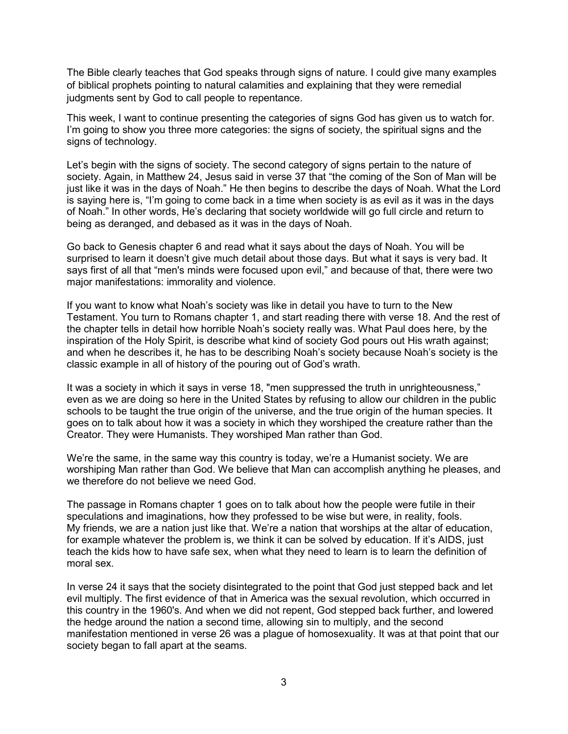The Bible clearly teaches that God speaks through signs of nature. I could give many examples of biblical prophets pointing to natural calamities and explaining that they were remedial judgments sent by God to call people to repentance.

This week, I want to continue presenting the categories of signs God has given us to watch for. I'm going to show you three more categories: the signs of society, the spiritual signs and the signs of technology.

Let's begin with the signs of society. The second category of signs pertain to the nature of society. Again, in Matthew 24, Jesus said in verse 37 that "the coming of the Son of Man will be just like it was in the days of Noah." He then begins to describe the days of Noah. What the Lord is saying here is, "I'm going to come back in a time when society is as evil as it was in the days of Noah." In other words, He's declaring that society worldwide will go full circle and return to being as deranged, and debased as it was in the days of Noah.

Go back to Genesis chapter 6 and read what it says about the days of Noah. You will be surprised to learn it doesn't give much detail about those days. But what it says is very bad. It says first of all that "men's minds were focused upon evil," and because of that, there were two major manifestations: immorality and violence.

If you want to know what Noah's society was like in detail you have to turn to the New Testament. You turn to Romans chapter 1, and start reading there with verse 18. And the rest of the chapter tells in detail how horrible Noah's society really was. What Paul does here, by the inspiration of the Holy Spirit, is describe what kind of society God pours out His wrath against; and when he describes it, he has to be describing Noah's society because Noah's society is the classic example in all of history of the pouring out of God's wrath.

It was a society in which it says in verse 18, "men suppressed the truth in unrighteousness," even as we are doing so here in the United States by refusing to allow our children in the public schools to be taught the true origin of the universe, and the true origin of the human species. It goes on to talk about how it was a society in which they worshiped the creature rather than the Creator. They were Humanists. They worshiped Man rather than God.

We're the same, in the same way this country is today, we're a Humanist society. We are worshiping Man rather than God. We believe that Man can accomplish anything he pleases, and we therefore do not believe we need God.

The passage in Romans chapter 1 goes on to talk about how the people were futile in their speculations and imaginations, how they professed to be wise but were, in reality, fools. My friends, we are a nation just like that. We're a nation that worships at the altar of education, for example whatever the problem is, we think it can be solved by education. If it's AIDS, just teach the kids how to have safe sex, when what they need to learn is to learn the definition of moral sex.

In verse 24 it says that the society disintegrated to the point that God just stepped back and let evil multiply. The first evidence of that in America was the sexual revolution, which occurred in this country in the 1960's. And when we did not repent, God stepped back further, and lowered the hedge around the nation a second time, allowing sin to multiply, and the second manifestation mentioned in verse 26 was a plague of homosexuality. It was at that point that our society began to fall apart at the seams.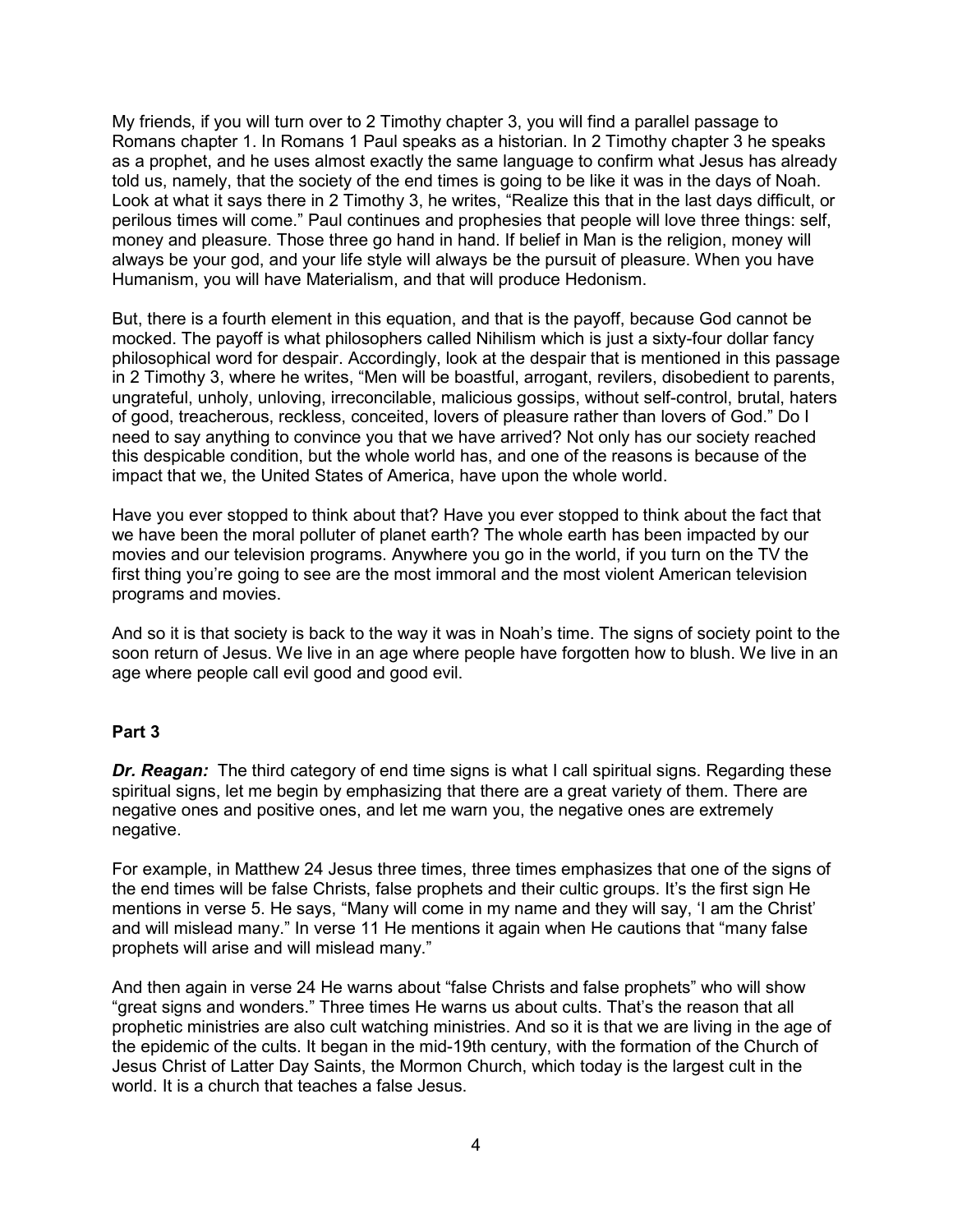My friends, if you will turn over to 2 Timothy chapter 3, you will find a parallel passage to Romans chapter 1. In Romans 1 Paul speaks as a historian. In 2 Timothy chapter 3 he speaks as a prophet, and he uses almost exactly the same language to confirm what Jesus has already told us, namely, that the society of the end times is going to be like it was in the days of Noah. Look at what it says there in 2 Timothy 3, he writes, "Realize this that in the last days difficult, or perilous times will come." Paul continues and prophesies that people will love three things: self, money and pleasure. Those three go hand in hand. If belief in Man is the religion, money will always be your god, and your life style will always be the pursuit of pleasure. When you have Humanism, you will have Materialism, and that will produce Hedonism.

But, there is a fourth element in this equation, and that is the payoff, because God cannot be mocked. The payoff is what philosophers called Nihilism which is just a sixty-four dollar fancy philosophical word for despair. Accordingly, look at the despair that is mentioned in this passage in 2 Timothy 3, where he writes, "Men will be boastful, arrogant, revilers, disobedient to parents, ungrateful, unholy, unloving, irreconcilable, malicious gossips, without self-control, brutal, haters of good, treacherous, reckless, conceited, lovers of pleasure rather than lovers of God." Do I need to say anything to convince you that we have arrived? Not only has our society reached this despicable condition, but the whole world has, and one of the reasons is because of the impact that we, the United States of America, have upon the whole world.

Have you ever stopped to think about that? Have you ever stopped to think about the fact that we have been the moral polluter of planet earth? The whole earth has been impacted by our movies and our television programs. Anywhere you go in the world, if you turn on the TV the first thing you're going to see are the most immoral and the most violent American television programs and movies.

And so it is that society is back to the way it was in Noah's time. The signs of society point to the soon return of Jesus. We live in an age where people have forgotten how to blush. We live in an age where people call evil good and good evil.

**Part 3**

***Dr. Reagan:*** The third category of end time signs is what I call spiritual signs. Regarding these spiritual signs, let me begin by emphasizing that there are a great variety of them. There are negative ones and positive ones, and let me warn you, the negative ones are extremely negative.

For example, in Matthew 24 Jesus three times, three times emphasizes that one of the signs of the end times will be false Christs, false prophets and their cultic groups. It's the first sign He mentions in verse 5. He says, "Many will come in my name and they will say, 'I am the Christ' and will mislead many." In verse 11 He mentions it again when He cautions that "many false prophets will arise and will mislead many."

And then again in verse 24 He warns about "false Christs and false prophets" who will show "great signs and wonders." Three times He warns us about cults. That's the reason that all prophetic ministries are also cult watching ministries. And so it is that we are living in the age of the epidemic of the cults. It began in the mid-19th century, with the formation of the Church of Jesus Christ of Latter Day Saints, the Mormon Church, which today is the largest cult in the world. It is a church that teaches a false Jesus.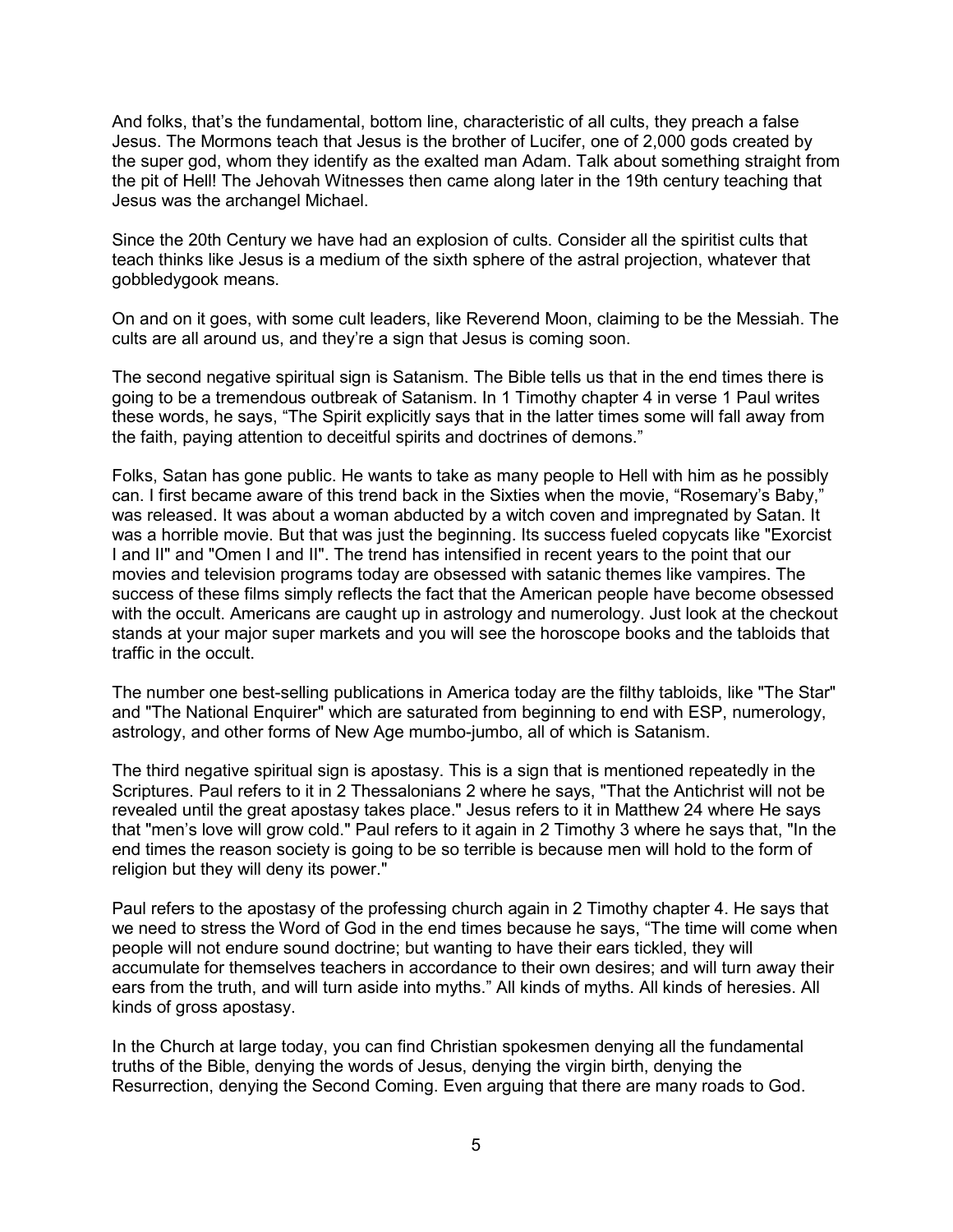And folks, that's the fundamental, bottom line, characteristic of all cults, they preach a false Jesus. The Mormons teach that Jesus is the brother of Lucifer, one of 2,000 gods created by the super god, whom they identify as the exalted man Adam. Talk about something straight from the pit of Hell! The Jehovah Witnesses then came along later in the 19th century teaching that Jesus was the archangel Michael.

Since the 20th Century we have had an explosion of cults. Consider all the spiritist cults that teach thinks like Jesus is a medium of the sixth sphere of the astral projection, whatever that gobbledygook means.

On and on it goes, with some cult leaders, like Reverend Moon, claiming to be the Messiah. The cults are all around us, and they're a sign that Jesus is coming soon.

The second negative spiritual sign is Satanism. The Bible tells us that in the end times there is going to be a tremendous outbreak of Satanism. In 1 Timothy chapter 4 in verse 1 Paul writes these words, he says, "The Spirit explicitly says that in the latter times some will fall away from the faith, paying attention to deceitful spirits and doctrines of demons."

Folks, Satan has gone public. He wants to take as many people to Hell with him as he possibly can. I first became aware of this trend back in the Sixties when the movie, "Rosemary's Baby," was released. It was about a woman abducted by a witch coven and impregnated by Satan. It was a horrible movie. But that was just the beginning. Its success fueled copycats like "Exorcist I and II" and "Omen I and II". The trend has intensified in recent years to the point that our movies and television programs today are obsessed with satanic themes like vampires. The success of these films simply reflects the fact that the American people have become obsessed with the occult. Americans are caught up in astrology and numerology. Just look at the checkout stands at your major super markets and you will see the horoscope books and the tabloids that traffic in the occult.

The number one best-selling publications in America today are the filthy tabloids, like "The Star" and "The National Enquirer" which are saturated from beginning to end with ESP, numerology, astrology, and other forms of New Age mumbo-jumbo, all of which is Satanism.

The third negative spiritual sign is apostasy. This is a sign that is mentioned repeatedly in the Scriptures. Paul refers to it in 2 Thessalonians 2 where he says, "That the Antichrist will not be revealed until the great apostasy takes place." Jesus refers to it in Matthew 24 where He says that "men's love will grow cold." Paul refers to it again in 2 Timothy 3 where he says that, "In the end times the reason society is going to be so terrible is because men will hold to the form of religion but they will deny its power."

Paul refers to the apostasy of the professing church again in 2 Timothy chapter 4. He says that we need to stress the Word of God in the end times because he says, "The time will come when people will not endure sound doctrine; but wanting to have their ears tickled, they will accumulate for themselves teachers in accordance to their own desires; and will turn away their ears from the truth, and will turn aside into myths." All kinds of myths. All kinds of heresies. All kinds of gross apostasy.

In the Church at large today, you can find Christian spokesmen denying all the fundamental truths of the Bible, denying the words of Jesus, denying the virgin birth, denying the Resurrection, denying the Second Coming. Even arguing that there are many roads to God.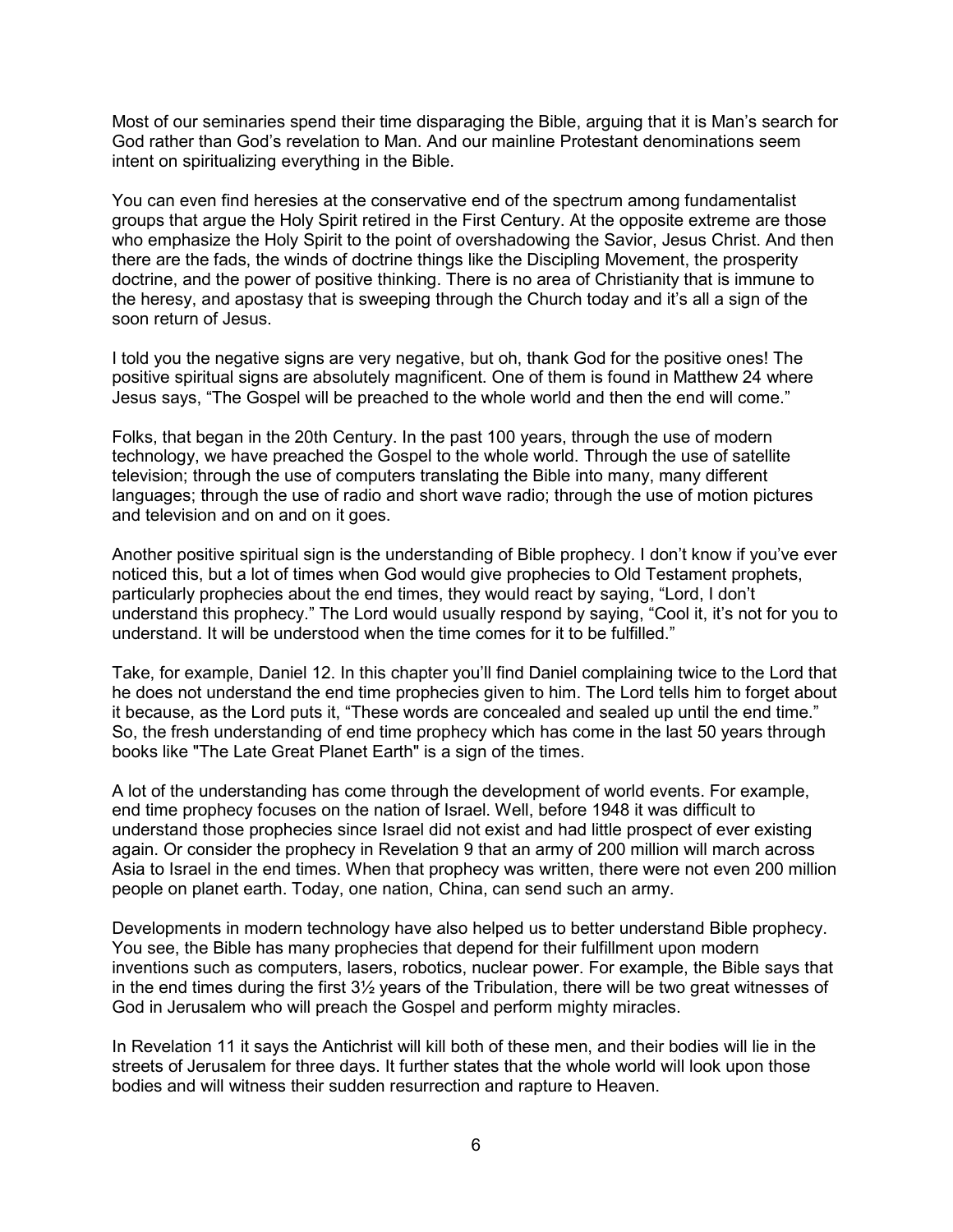Most of our seminaries spend their time disparaging the Bible, arguing that it is Man's search for God rather than God's revelation to Man. And our mainline Protestant denominations seem intent on spiritualizing everything in the Bible.

You can even find heresies at the conservative end of the spectrum among fundamentalist groups that argue the Holy Spirit retired in the First Century. At the opposite extreme are those who emphasize the Holy Spirit to the point of overshadowing the Savior, Jesus Christ. And then there are the fads, the winds of doctrine things like the Discipling Movement, the prosperity doctrine, and the power of positive thinking. There is no area of Christianity that is immune to the heresy, and apostasy that is sweeping through the Church today and it's all a sign of the soon return of Jesus.

I told you the negative signs are very negative, but oh, thank God for the positive ones! The positive spiritual signs are absolutely magnificent. One of them is found in Matthew 24 where Jesus says, "The Gospel will be preached to the whole world and then the end will come."

Folks, that began in the 20th Century. In the past 100 years, through the use of modern technology, we have preached the Gospel to the whole world. Through the use of satellite television; through the use of computers translating the Bible into many, many different languages; through the use of radio and short wave radio; through the use of motion pictures and television and on and on it goes.

Another positive spiritual sign is the understanding of Bible prophecy. I don't know if you've ever noticed this, but a lot of times when God would give prophecies to Old Testament prophets, particularly prophecies about the end times, they would react by saying, "Lord, I don't understand this prophecy." The Lord would usually respond by saying, "Cool it, it's not for you to understand. It will be understood when the time comes for it to be fulfilled."

Take, for example, Daniel 12. In this chapter you'll find Daniel complaining twice to the Lord that he does not understand the end time prophecies given to him. The Lord tells him to forget about it because, as the Lord puts it, "These words are concealed and sealed up until the end time." So, the fresh understanding of end time prophecy which has come in the last 50 years through books like "The Late Great Planet Earth" is a sign of the times.

A lot of the understanding has come through the development of world events. For example, end time prophecy focuses on the nation of Israel. Well, before 1948 it was difficult to understand those prophecies since Israel did not exist and had little prospect of ever existing again. Or consider the prophecy in Revelation 9 that an army of 200 million will march across Asia to Israel in the end times. When that prophecy was written, there were not even 200 million people on planet earth. Today, one nation, China, can send such an army.

Developments in modern technology have also helped us to better understand Bible prophecy. You see, the Bible has many prophecies that depend for their fulfillment upon modern inventions such as computers, lasers, robotics, nuclear power. For example, the Bible says that in the end times during the first 3½ years of the Tribulation, there will be two great witnesses of God in Jerusalem who will preach the Gospel and perform mighty miracles.

In Revelation 11 it says the Antichrist will kill both of these men, and their bodies will lie in the streets of Jerusalem for three days. It further states that the whole world will look upon those bodies and will witness their sudden resurrection and rapture to Heaven.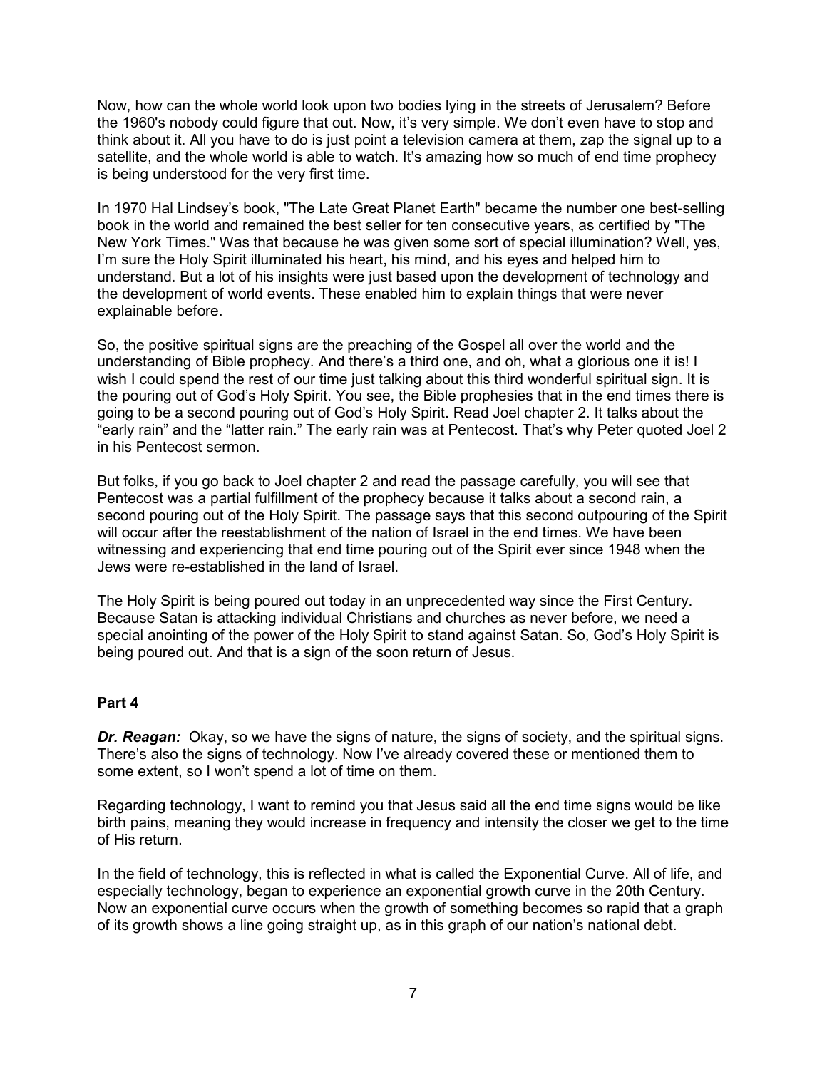Now, how can the whole world look upon two bodies lying in the streets of Jerusalem? Before the 1960's nobody could figure that out. Now, it's very simple. We don't even have to stop and think about it. All you have to do is just point a television camera at them, zap the signal up to a satellite, and the whole world is able to watch. It's amazing how so much of end time prophecy is being understood for the very first time.

In 1970 Hal Lindsey's book, "The Late Great Planet Earth" became the number one best-selling book in the world and remained the best seller for ten consecutive years, as certified by "The New York Times." Was that because he was given some sort of special illumination? Well, yes, I'm sure the Holy Spirit illuminated his heart, his mind, and his eyes and helped him to understand. But a lot of his insights were just based upon the development of technology and the development of world events. These enabled him to explain things that were never explainable before.

So, the positive spiritual signs are the preaching of the Gospel all over the world and the understanding of Bible prophecy. And there's a third one, and oh, what a glorious one it is! I wish I could spend the rest of our time just talking about this third wonderful spiritual sign. It is the pouring out of God's Holy Spirit. You see, the Bible prophesies that in the end times there is going to be a second pouring out of God's Holy Spirit. Read Joel chapter 2. It talks about the "early rain" and the "latter rain." The early rain was at Pentecost. That's why Peter quoted Joel 2 in his Pentecost sermon.

But folks, if you go back to Joel chapter 2 and read the passage carefully, you will see that Pentecost was a partial fulfillment of the prophecy because it talks about a second rain, a second pouring out of the Holy Spirit. The passage says that this second outpouring of the Spirit will occur after the reestablishment of the nation of Israel in the end times. We have been witnessing and experiencing that end time pouring out of the Spirit ever since 1948 when the Jews were re-established in the land of Israel.

The Holy Spirit is being poured out today in an unprecedented way since the First Century. Because Satan is attacking individual Christians and churches as never before, we need a special anointing of the power of the Holy Spirit to stand against Satan. So, God's Holy Spirit is being poured out. And that is a sign of the soon return of Jesus.

**Part 4**

***Dr. Reagan:*** Okay, so we have the signs of nature, the signs of society, and the spiritual signs. There's also the signs of technology. Now I've already covered these or mentioned them to some extent, so I won't spend a lot of time on them.

Regarding technology, I want to remind you that Jesus said all the end time signs would be like birth pains, meaning they would increase in frequency and intensity the closer we get to the time of His return.

In the field of technology, this is reflected in what is called the Exponential Curve. All of life, and especially technology, began to experience an exponential growth curve in the 20th Century. Now an exponential curve occurs when the growth of something becomes so rapid that a graph of its growth shows a line going straight up, as in this graph of our nation's national debt.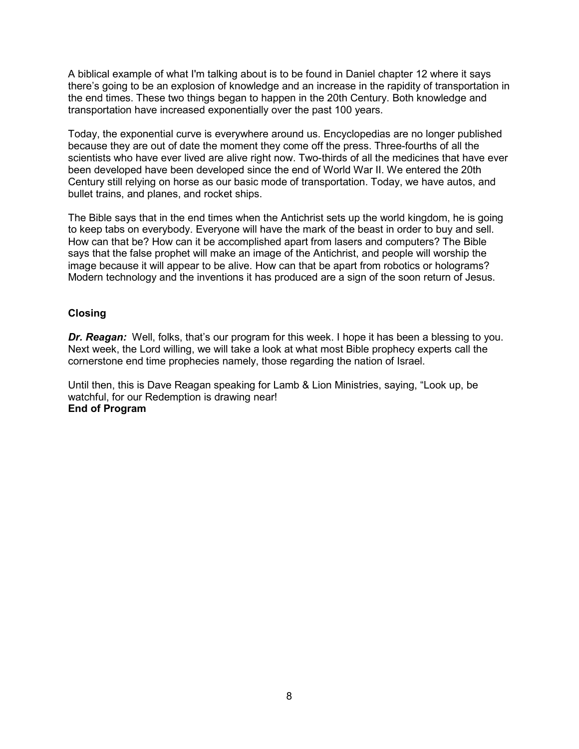A biblical example of what I'm talking about is to be found in Daniel chapter 12 where it says there's going to be an explosion of knowledge and an increase in the rapidity of transportation in the end times. These two things began to happen in the 20th Century. Both knowledge and transportation have increased exponentially over the past 100 years.

Today, the exponential curve is everywhere around us. Encyclopedias are no longer published because they are out of date the moment they come off the press. Three-fourths of all the scientists who have ever lived are alive right now. Two-thirds of all the medicines that have ever been developed have been developed since the end of World War II. We entered the 20th Century still relying on horse as our basic mode of transportation. Today, we have autos, and bullet trains, and planes, and rocket ships.

The Bible says that in the end times when the Antichrist sets up the world kingdom, he is going to keep tabs on everybody. Everyone will have the mark of the beast in order to buy and sell. How can that be? How can it be accomplished apart from lasers and computers? The Bible says that the false prophet will make an image of the Antichrist, and people will worship the image because it will appear to be alive. How can that be apart from robotics or holograms? Modern technology and the inventions it has produced are a sign of the soon return of Jesus.

**Closing**

***Dr. Reagan:*** Well, folks, that's our program for this week. I hope it has been a blessing to you. Next week, the Lord willing, we will take a look at what most Bible prophecy experts call the cornerstone end time prophecies namely, those regarding the nation of Israel.

Until then, this is Dave Reagan speaking for Lamb & Lion Ministries, saying, "Look up, be watchful, for our Redemption is drawing near!
**End of Program**